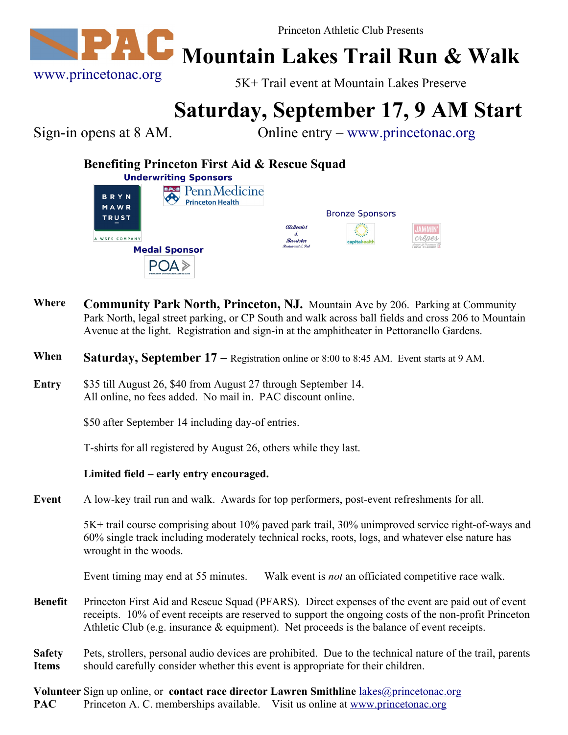Princeton Athletic Club Presents

PAC

www.princetonac.org

# Mountain Lakes Trail Run & Walk

5K+ Trail event at Mountain Lakes Preserve

## Saturday, September 17, 9 AM Start

Sign-in opens at 8 AM. Online entry – www.princetonac.org

### Benefiting Princeton First Aid & Rescue Squad

**Underwriting Sponsors**

BRYN MAWR TRUST – A WSFS COMPANY

Penn Medicine Princeton Health

**Bronze Sponsors**

Alchemist & Barrister Restaurant & Pub

capitalhealth

JAMMIN' crêpes

**Medal Sponsor**

POA

**Where** **Community Park North, Princeton, NJ.** Mountain Ave by 206. Parking at Community Park North, legal street parking, or CP South and walk across ball fields and cross 206 to Mountain Avenue at the light. Registration and sign-in at the amphitheater in Pettoranello Gardens.

**When** **Saturday, September 17 –** Registration online or 8:00 to 8:45 AM. Event starts at 9 AM.

**Entry** $35 till August 26, $40 from August 27 through September 14.
All online, no fees added. No mail in. PAC discount online.

$50 after September 14 including day-of entries.

T-shirts for all registered by August 26, others while they last.

**Limited field – early entry encouraged.**

**Event** A low-key trail run and walk. Awards for top performers, post-event refreshments for all.

5K+ trail course comprising about 10% paved park trail, 30% unimproved service right-of-ways and 60% single track including moderately technical rocks, roots, logs, and whatever else nature has wrought in the woods.

Event timing may end at 55 minutes. Walk event is *not* an officiated competitive race walk.

**Benefit** Princeton First Aid and Rescue Squad (PFARS). Direct expenses of the event are paid out of event receipts. 10% of event receipts are reserved to support the ongoing costs of the non-profit Princeton Athletic Club (e.g. insurance & equipment). Net proceeds is the balance of event receipts.

**Safety Items** Pets, strollers, personal audio devices are prohibited. Due to the technical nature of the trail, parents should carefully consider whether this event is appropriate for their children.

**Volunteer** Sign up online, or **contact race director Lawren Smithline** lakes@princetonac.org

**PAC** Princeton A. C. memberships available. Visit us online at www.princetonac.org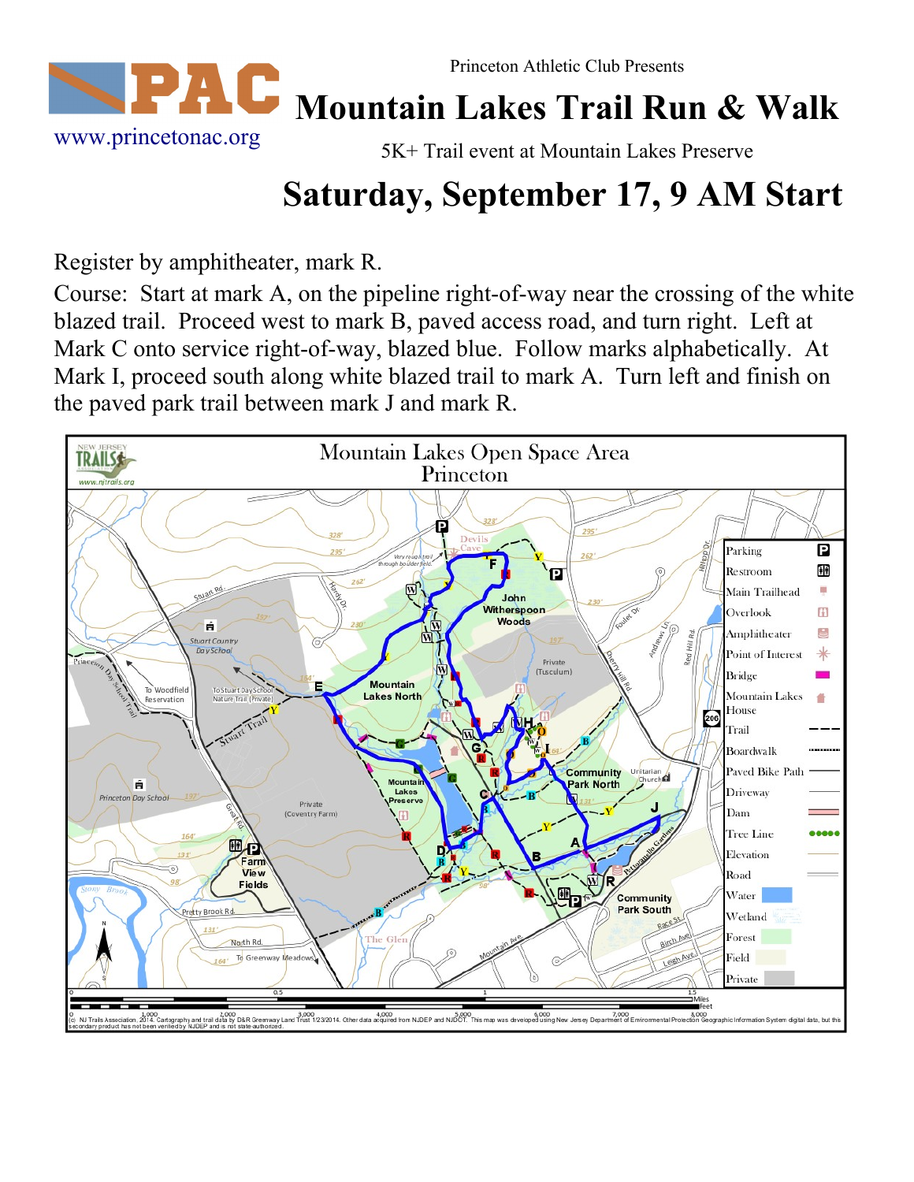Princeton Athletic Club Presents

PAC

www.princetonac.org

# Mountain Lakes Trail Run & Walk

5K+ Trail event at Mountain Lakes Preserve

## Saturday, September 17, 9 AM Start

Register by amphitheater, mark R.

Course: Start at mark A, on the pipeline right-of-way near the crossing of the white blazed trail. Proceed west to mark B, paved access road, and turn right. Left at Mark C onto service right-of-way, blazed blue. Follow marks alphabetically. At Mark I, proceed south along white blazed trail to mark A. Turn left and finish on the paved park trail between mark J and mark R.

Mountain Lakes Open Space Area
Princeton

NEW JERSEY TRAILS ASSOCIATION
www.njtrails.org

Parking
Restroom
Main Trailhead
Overlook
Amphitheater
Point of Interest
Bridge
Mountain Lakes House
Trail
Boardwalk
Paved Bike Path
Driveway
Dam
Tree Line
Elevation
Road
Water
Wetland
Forest
Field
Private

0 0.5 1 1.5 Miles
0 1,000 2,000 3,000 4,000 5,000 6,000 7,000 8,000 Feet

(c) NJ Trails Association. 2014. Cartography and trail data by D&R Greenway Land Trust 1/23/2014. Other data acquired from NJDEP and NJDOT. This map was developed using New Jersey Department of Environmental Protection Geographic Information System digital data, but this secondary product has not been verified by NJDEP and is not state-authorized.